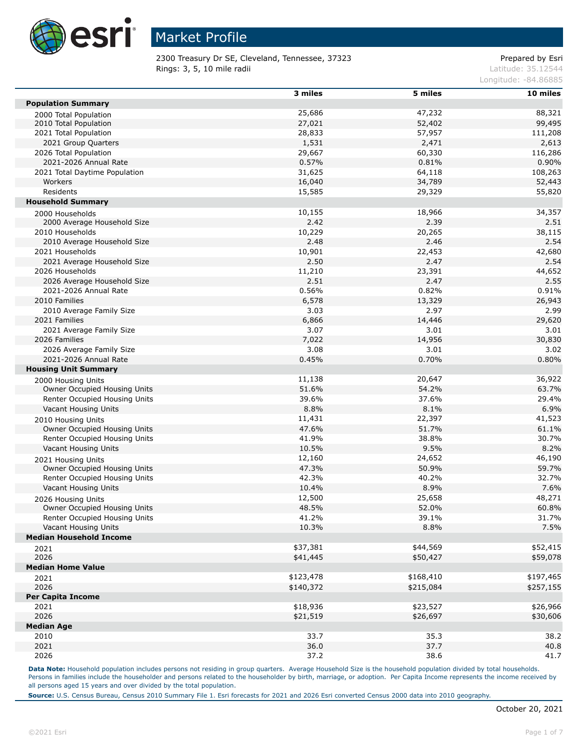# Market Profile

2300 Treasury Dr SE, Cleveland, Tennessee, 37323
Rings: 3, 5, 10 mile radii

Prepared by Esri
Latitude: 35.12544
Longitude: -84.86885

| | 3 miles | 5 miles | 10 miles |
|---|---|---|---|
| **Population Summary** | | | |
| 2000 Total Population | 25,686 | 47,232 | 88,321 |
| 2010 Total Population | 27,021 | 52,402 | 99,495 |
| 2021 Total Population | 28,833 | 57,957 | 111,208 |
| 2021 Group Quarters | 1,531 | 2,471 | 2,613 |
| 2026 Total Population | 29,667 | 60,330 | 116,286 |
| 2021-2026 Annual Rate | 0.57% | 0.81% | 0.90% |
| 2021 Total Daytime Population | 31,625 | 64,118 | 108,263 |
| Workers | 16,040 | 34,789 | 52,443 |
| Residents | 15,585 | 29,329 | 55,820 |
| **Household Summary** | | | |
| 2000 Households | 10,155 | 18,966 | 34,357 |
| 2000 Average Household Size | 2.42 | 2.39 | 2.51 |
| 2010 Households | 10,229 | 20,265 | 38,115 |
| 2010 Average Household Size | 2.48 | 2.46 | 2.54 |
| 2021 Households | 10,901 | 22,453 | 42,680 |
| 2021 Average Household Size | 2.50 | 2.47 | 2.54 |
| 2026 Households | 11,210 | 23,391 | 44,652 |
| 2026 Average Household Size | 2.51 | 2.47 | 2.55 |
| 2021-2026 Annual Rate | 0.56% | 0.82% | 0.91% |
| 2010 Families | 6,578 | 13,329 | 26,943 |
| 2010 Average Family Size | 3.03 | 2.97 | 2.99 |
| 2021 Families | 6,866 | 14,446 | 29,620 |
| 2021 Average Family Size | 3.07 | 3.01 | 3.01 |
| 2026 Families | 7,022 | 14,956 | 30,830 |
| 2026 Average Family Size | 3.08 | 3.01 | 3.02 |
| 2021-2026 Annual Rate | 0.45% | 0.70% | 0.80% |
| **Housing Unit Summary** | | | |
| 2000 Housing Units | 11,138 | 20,647 | 36,922 |
| Owner Occupied Housing Units | 51.6% | 54.2% | 63.7% |
| Renter Occupied Housing Units | 39.6% | 37.6% | 29.4% |
| Vacant Housing Units | 8.8% | 8.1% | 6.9% |
| 2010 Housing Units | 11,431 | 22,397 | 41,523 |
| Owner Occupied Housing Units | 47.6% | 51.7% | 61.1% |
| Renter Occupied Housing Units | 41.9% | 38.8% | 30.7% |
| Vacant Housing Units | 10.5% | 9.5% | 8.2% |
| 2021 Housing Units | 12,160 | 24,652 | 46,190 |
| Owner Occupied Housing Units | 47.3% | 50.9% | 59.7% |
| Renter Occupied Housing Units | 42.3% | 40.2% | 32.7% |
| Vacant Housing Units | 10.4% | 8.9% | 7.6% |
| 2026 Housing Units | 12,500 | 25,658 | 48,271 |
| Owner Occupied Housing Units | 48.5% | 52.0% | 60.8% |
| Renter Occupied Housing Units | 41.2% | 39.1% | 31.7% |
| Vacant Housing Units | 10.3% | 8.8% | 7.5% |
| **Median Household Income** | | | |
| 2021 | $37,381 | $44,569 | $52,415 |
| 2026 | $41,445 | $50,427 | $59,078 |
| **Median Home Value** | | | |
| 2021 | $123,478 | $168,410 | $197,465 |
| 2026 | $140,372 | $215,084 | $257,155 |
| **Per Capita Income** | | | |
| 2021 | $18,936 | $23,527 | $26,966 |
| 2026 | $21,519 | $26,697 | $30,606 |
| **Median Age** | | | |
| 2010 | 33.7 | 35.3 | 38.2 |
| 2021 | 36.0 | 37.7 | 40.8 |
| 2026 | 37.2 | 38.6 | 41.7 |

**Data Note:** Household population includes persons not residing in group quarters. Average Household Size is the household population divided by total households. Persons in families include the householder and persons related to the householder by birth, marriage, or adoption. Per Capita Income represents the income received by all persons aged 15 years and over divided by the total population.

**Source:** U.S. Census Bureau, Census 2010 Summary File 1. Esri forecasts for 2021 and 2026 Esri converted Census 2000 data into 2010 geography.

October 20, 2021

©2021 Esri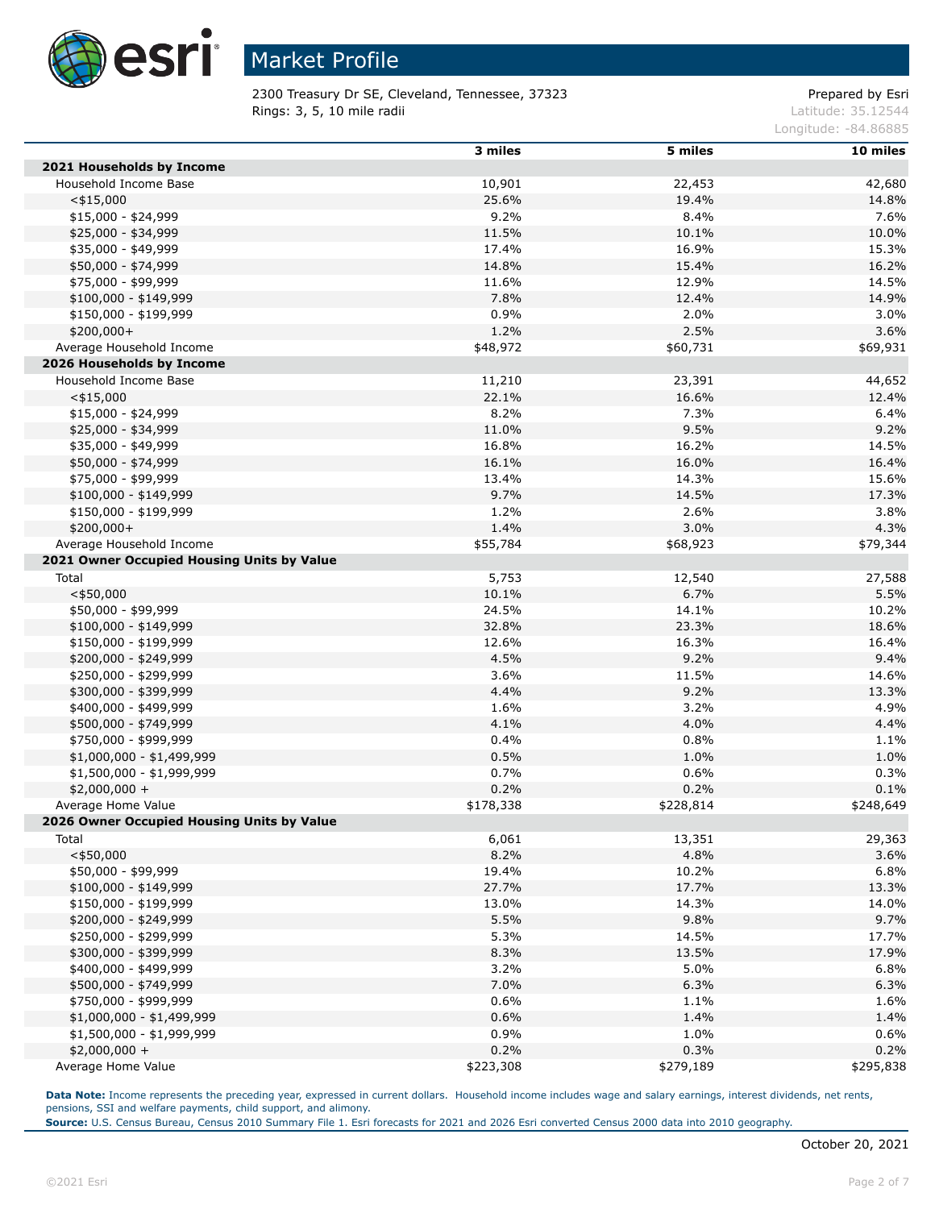# Market Profile

2300 Treasury Dr SE, Cleveland, Tennessee, 37323
Rings: 3, 5, 10 mile radii

Prepared by Esri
Latitude: 35.12544
Longitude: -84.86885

| | 3 miles | 5 miles | 10 miles |
|---|---|---|---|
| **2021 Households by Income** | | | |
| Household Income Base | 10,901 | 22,453 | 42,680 |
| <$15,000 | 25.6% | 19.4% | 14.8% |
| $15,000 - $24,999 | 9.2% | 8.4% | 7.6% |
| $25,000 - $34,999 | 11.5% | 10.1% | 10.0% |
| $35,000 - $49,999 | 17.4% | 16.9% | 15.3% |
| $50,000 - $74,999 | 14.8% | 15.4% | 16.2% |
| $75,000 - $99,999 | 11.6% | 12.9% | 14.5% |
| $100,000 - $149,999 | 7.8% | 12.4% | 14.9% |
| $150,000 - $199,999 | 0.9% | 2.0% | 3.0% |
| $200,000+ | 1.2% | 2.5% | 3.6% |
| Average Household Income | $48,972 | $60,731 | $69,931 |
| **2026 Households by Income** | | | |
| Household Income Base | 11,210 | 23,391 | 44,652 |
| <$15,000 | 22.1% | 16.6% | 12.4% |
| $15,000 - $24,999 | 8.2% | 7.3% | 6.4% |
| $25,000 - $34,999 | 11.0% | 9.5% | 9.2% |
| $35,000 - $49,999 | 16.8% | 16.2% | 14.5% |
| $50,000 - $74,999 | 16.1% | 16.0% | 16.4% |
| $75,000 - $99,999 | 13.4% | 14.3% | 15.6% |
| $100,000 - $149,999 | 9.7% | 14.5% | 17.3% |
| $150,000 - $199,999 | 1.2% | 2.6% | 3.8% |
| $200,000+ | 1.4% | 3.0% | 4.3% |
| Average Household Income | $55,784 | $68,923 | $79,344 |
| **2021 Owner Occupied Housing Units by Value** | | | |
| Total | 5,753 | 12,540 | 27,588 |
| <$50,000 | 10.1% | 6.7% | 5.5% |
| $50,000 - $99,999 | 24.5% | 14.1% | 10.2% |
| $100,000 - $149,999 | 32.8% | 23.3% | 18.6% |
| $150,000 - $199,999 | 12.6% | 16.3% | 16.4% |
| $200,000 - $249,999 | 4.5% | 9.2% | 9.4% |
| $250,000 - $299,999 | 3.6% | 11.5% | 14.6% |
| $300,000 - $399,999 | 4.4% | 9.2% | 13.3% |
| $400,000 - $499,999 | 1.6% | 3.2% | 4.9% |
| $500,000 - $749,999 | 4.1% | 4.0% | 4.4% |
| $750,000 - $999,999 | 0.4% | 0.8% | 1.1% |
| $1,000,000 - $1,499,999 | 0.5% | 1.0% | 1.0% |
| $1,500,000 - $1,999,999 | 0.7% | 0.6% | 0.3% |
| $2,000,000 + | 0.2% | 0.2% | 0.1% |
| Average Home Value | $178,338 | $228,814 | $248,649 |
| **2026 Owner Occupied Housing Units by Value** | | | |
| Total | 6,061 | 13,351 | 29,363 |
| <$50,000 | 8.2% | 4.8% | 3.6% |
| $50,000 - $99,999 | 19.4% | 10.2% | 6.8% |
| $100,000 - $149,999 | 27.7% | 17.7% | 13.3% |
| $150,000 - $199,999 | 13.0% | 14.3% | 14.0% |
| $200,000 - $249,999 | 5.5% | 9.8% | 9.7% |
| $250,000 - $299,999 | 5.3% | 14.5% | 17.7% |
| $300,000 - $399,999 | 8.3% | 13.5% | 17.9% |
| $400,000 - $499,999 | 3.2% | 5.0% | 6.8% |
| $500,000 - $749,999 | 7.0% | 6.3% | 6.3% |
| $750,000 - $999,999 | 0.6% | 1.1% | 1.6% |
| $1,000,000 - $1,499,999 | 0.6% | 1.4% | 1.4% |
| $1,500,000 - $1,999,999 | 0.9% | 1.0% | 0.6% |
| $2,000,000 + | 0.2% | 0.3% | 0.2% |
| Average Home Value | $223,308 | $279,189 | $295,838 |

**Data Note:** Income represents the preceding year, expressed in current dollars. Household income includes wage and salary earnings, interest dividends, net rents, pensions, SSI and welfare payments, child support, and alimony.
**Source:** U.S. Census Bureau, Census 2010 Summary File 1. Esri forecasts for 2021 and 2026 Esri converted Census 2000 data into 2010 geography.

October 20, 2021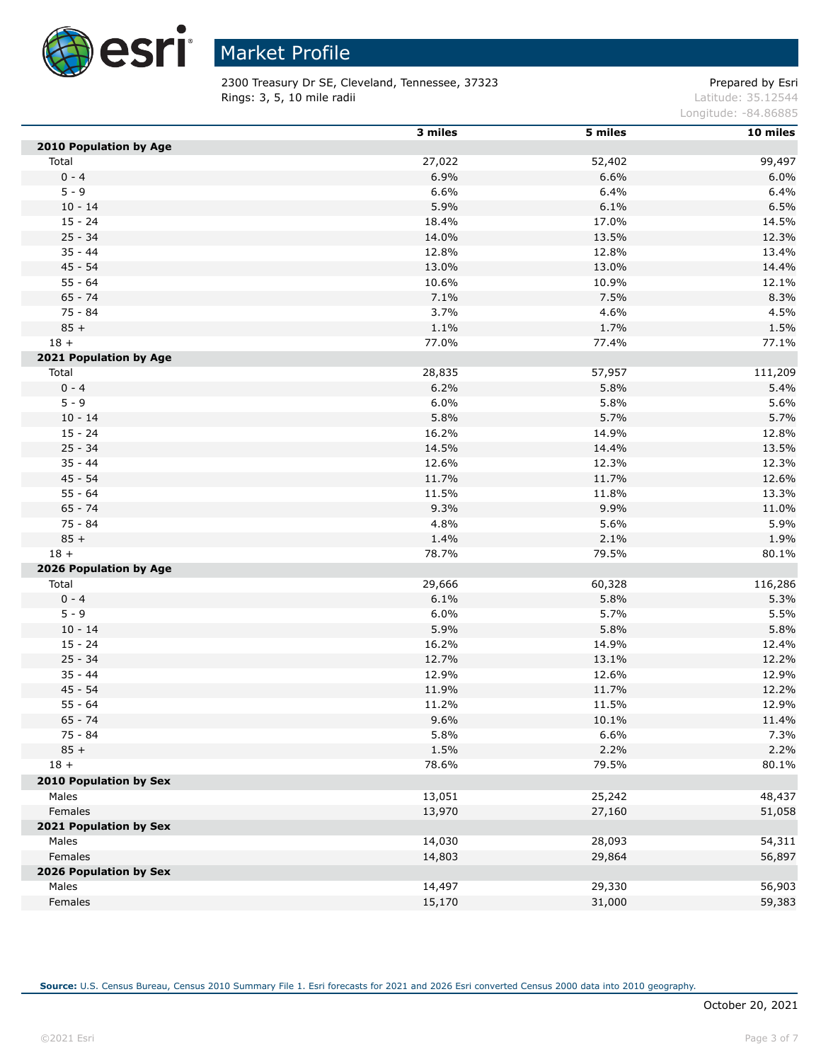# Market Profile

2300 Treasury Dr SE, Cleveland, Tennessee, 37323
Rings: 3, 5, 10 mile radii

Prepared by Esri
Latitude: 35.12544
Longitude: -84.86885

| | 3 miles | 5 miles | 10 miles |
|---|---|---|---|
| **2010 Population by Age** | | | |
| Total | 27,022 | 52,402 | 99,497 |
| 0 - 4 | 6.9% | 6.6% | 6.0% |
| 5 - 9 | 6.6% | 6.4% | 6.4% |
| 10 - 14 | 5.9% | 6.1% | 6.5% |
| 15 - 24 | 18.4% | 17.0% | 14.5% |
| 25 - 34 | 14.0% | 13.5% | 12.3% |
| 35 - 44 | 12.8% | 12.8% | 13.4% |
| 45 - 54 | 13.0% | 13.0% | 14.4% |
| 55 - 64 | 10.6% | 10.9% | 12.1% |
| 65 - 74 | 7.1% | 7.5% | 8.3% |
| 75 - 84 | 3.7% | 4.6% | 4.5% |
| 85 + | 1.1% | 1.7% | 1.5% |
| 18 + | 77.0% | 77.4% | 77.1% |
| **2021 Population by Age** | | | |
| Total | 28,835 | 57,957 | 111,209 |
| 0 - 4 | 6.2% | 5.8% | 5.4% |
| 5 - 9 | 6.0% | 5.8% | 5.6% |
| 10 - 14 | 5.8% | 5.7% | 5.7% |
| 15 - 24 | 16.2% | 14.9% | 12.8% |
| 25 - 34 | 14.5% | 14.4% | 13.5% |
| 35 - 44 | 12.6% | 12.3% | 12.3% |
| 45 - 54 | 11.7% | 11.7% | 12.6% |
| 55 - 64 | 11.5% | 11.8% | 13.3% |
| 65 - 74 | 9.3% | 9.9% | 11.0% |
| 75 - 84 | 4.8% | 5.6% | 5.9% |
| 85 + | 1.4% | 2.1% | 1.9% |
| 18 + | 78.7% | 79.5% | 80.1% |
| **2026 Population by Age** | | | |
| Total | 29,666 | 60,328 | 116,286 |
| 0 - 4 | 6.1% | 5.8% | 5.3% |
| 5 - 9 | 6.0% | 5.7% | 5.5% |
| 10 - 14 | 5.9% | 5.8% | 5.8% |
| 15 - 24 | 16.2% | 14.9% | 12.4% |
| 25 - 34 | 12.7% | 13.1% | 12.2% |
| 35 - 44 | 12.9% | 12.6% | 12.9% |
| 45 - 54 | 11.9% | 11.7% | 12.2% |
| 55 - 64 | 11.2% | 11.5% | 12.9% |
| 65 - 74 | 9.6% | 10.1% | 11.4% |
| 75 - 84 | 5.8% | 6.6% | 7.3% |
| 85 + | 1.5% | 2.2% | 2.2% |
| 18 + | 78.6% | 79.5% | 80.1% |
| **2010 Population by Sex** | | | |
| Males | 13,051 | 25,242 | 48,437 |
| Females | 13,970 | 27,160 | 51,058 |
| **2021 Population by Sex** | | | |
| Males | 14,030 | 28,093 | 54,311 |
| Females | 14,803 | 29,864 | 56,897 |
| **2026 Population by Sex** | | | |
| Males | 14,497 | 29,330 | 56,903 |
| Females | 15,170 | 31,000 | 59,383 |

**Source:** U.S. Census Bureau, Census 2010 Summary File 1. Esri forecasts for 2021 and 2026 Esri converted Census 2000 data into 2010 geography.

October 20, 2021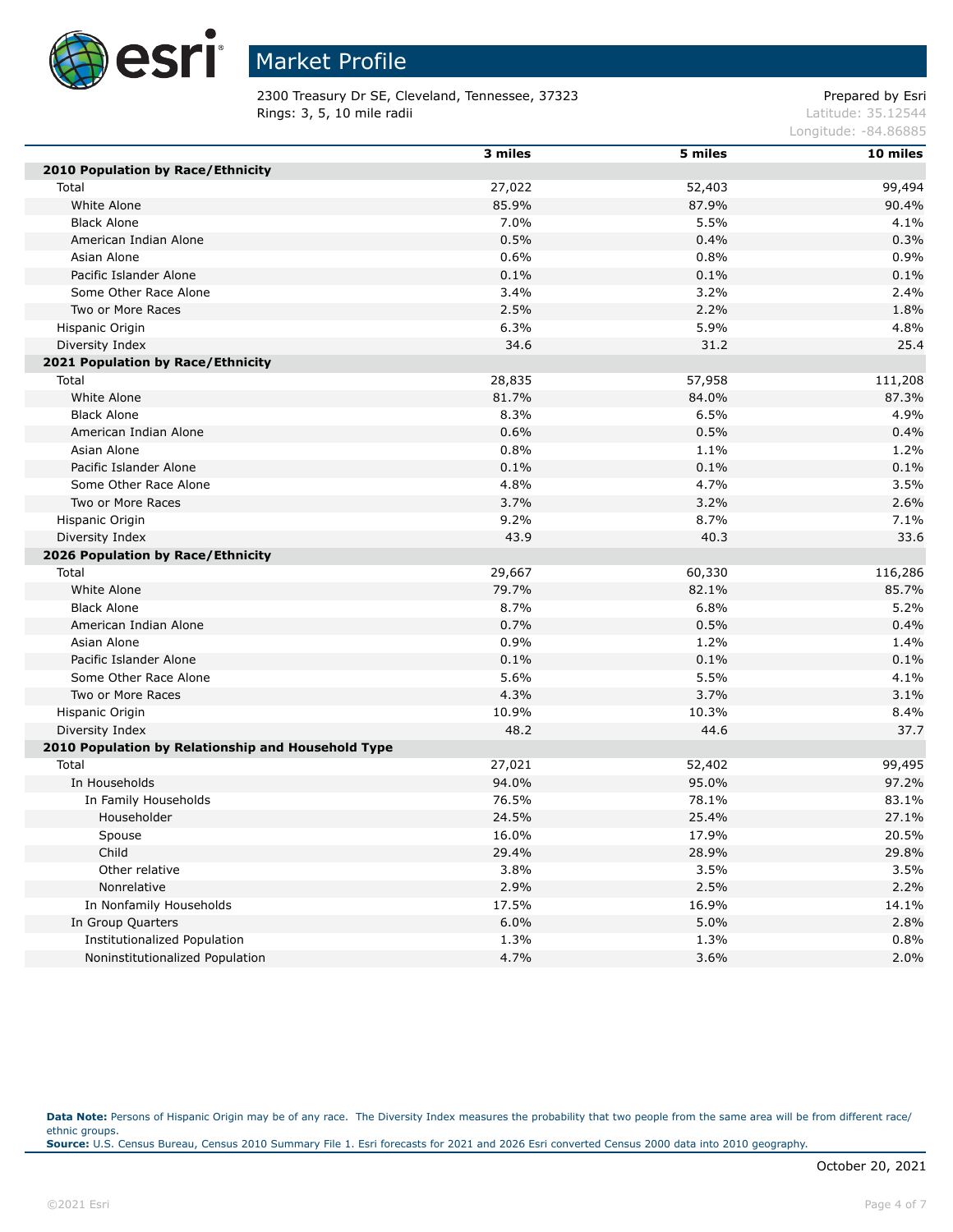# Market Profile

2300 Treasury Dr SE, Cleveland, Tennessee, 37323
Rings: 3, 5, 10 mile radii

Prepared by Esri
Latitude: 35.12544
Longitude: -84.86885

| | 3 miles | 5 miles | 10 miles |
|---|---|---|---|
| **2010 Population by Race/Ethnicity** | | | |
| Total | 27,022 | 52,403 | 99,494 |
| White Alone | 85.9% | 87.9% | 90.4% |
| Black Alone | 7.0% | 5.5% | 4.1% |
| American Indian Alone | 0.5% | 0.4% | 0.3% |
| Asian Alone | 0.6% | 0.8% | 0.9% |
| Pacific Islander Alone | 0.1% | 0.1% | 0.1% |
| Some Other Race Alone | 3.4% | 3.2% | 2.4% |
| Two or More Races | 2.5% | 2.2% | 1.8% |
| Hispanic Origin | 6.3% | 5.9% | 4.8% |
| Diversity Index | 34.6 | 31.2 | 25.4 |
| **2021 Population by Race/Ethnicity** | | | |
| Total | 28,835 | 57,958 | 111,208 |
| White Alone | 81.7% | 84.0% | 87.3% |
| Black Alone | 8.3% | 6.5% | 4.9% |
| American Indian Alone | 0.6% | 0.5% | 0.4% |
| Asian Alone | 0.8% | 1.1% | 1.2% |
| Pacific Islander Alone | 0.1% | 0.1% | 0.1% |
| Some Other Race Alone | 4.8% | 4.7% | 3.5% |
| Two or More Races | 3.7% | 3.2% | 2.6% |
| Hispanic Origin | 9.2% | 8.7% | 7.1% |
| Diversity Index | 43.9 | 40.3 | 33.6 |
| **2026 Population by Race/Ethnicity** | | | |
| Total | 29,667 | 60,330 | 116,286 |
| White Alone | 79.7% | 82.1% | 85.7% |
| Black Alone | 8.7% | 6.8% | 5.2% |
| American Indian Alone | 0.7% | 0.5% | 0.4% |
| Asian Alone | 0.9% | 1.2% | 1.4% |
| Pacific Islander Alone | 0.1% | 0.1% | 0.1% |
| Some Other Race Alone | 5.6% | 5.5% | 4.1% |
| Two or More Races | 4.3% | 3.7% | 3.1% |
| Hispanic Origin | 10.9% | 10.3% | 8.4% |
| Diversity Index | 48.2 | 44.6 | 37.7 |
| **2010 Population by Relationship and Household Type** | | | |
| Total | 27,021 | 52,402 | 99,495 |
| In Households | 94.0% | 95.0% | 97.2% |
| In Family Households | 76.5% | 78.1% | 83.1% |
| Householder | 24.5% | 25.4% | 27.1% |
| Spouse | 16.0% | 17.9% | 20.5% |
| Child | 29.4% | 28.9% | 29.8% |
| Other relative | 3.8% | 3.5% | 3.5% |
| Nonrelative | 2.9% | 2.5% | 2.2% |
| In Nonfamily Households | 17.5% | 16.9% | 14.1% |
| In Group Quarters | 6.0% | 5.0% | 2.8% |
| Institutionalized Population | 1.3% | 1.3% | 0.8% |
| Noninstitutionalized Population | 4.7% | 3.6% | 2.0% |

**Data Note:** Persons of Hispanic Origin may be of any race. The Diversity Index measures the probability that two people from the same area will be from different race/ethnic groups.
**Source:** U.S. Census Bureau, Census 2010 Summary File 1. Esri forecasts for 2021 and 2026 Esri converted Census 2000 data into 2010 geography.

October 20, 2021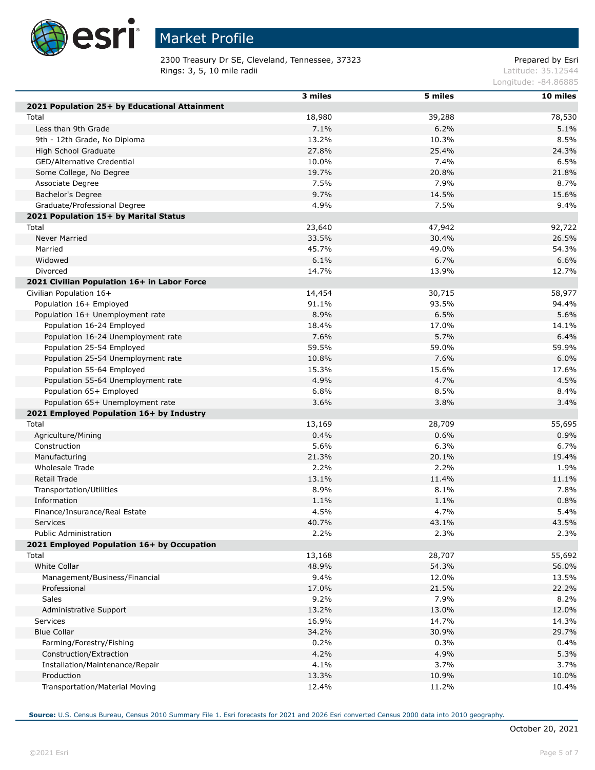# Market Profile

2300 Treasury Dr SE, Cleveland, Tennessee, 37323
Rings: 3, 5, 10 mile radii

Prepared by Esri
Latitude: 35.12544
Longitude: -84.86885

| | 3 miles | 5 miles | 10 miles |
|---|---|---|---|
| **2021 Population 25+ by Educational Attainment** | | | |
| Total | 18,980 | 39,288 | 78,530 |
| Less than 9th Grade | 7.1% | 6.2% | 5.1% |
| 9th - 12th Grade, No Diploma | 13.2% | 10.3% | 8.5% |
| High School Graduate | 27.8% | 25.4% | 24.3% |
| GED/Alternative Credential | 10.0% | 7.4% | 6.5% |
| Some College, No Degree | 19.7% | 20.8% | 21.8% |
| Associate Degree | 7.5% | 7.9% | 8.7% |
| Bachelor's Degree | 9.7% | 14.5% | 15.6% |
| Graduate/Professional Degree | 4.9% | 7.5% | 9.4% |
| **2021 Population 15+ by Marital Status** | | | |
| Total | 23,640 | 47,942 | 92,722 |
| Never Married | 33.5% | 30.4% | 26.5% |
| Married | 45.7% | 49.0% | 54.3% |
| Widowed | 6.1% | 6.7% | 6.6% |
| Divorced | 14.7% | 13.9% | 12.7% |
| **2021 Civilian Population 16+ in Labor Force** | | | |
| Civilian Population 16+ | 14,454 | 30,715 | 58,977 |
| Population 16+ Employed | 91.1% | 93.5% | 94.4% |
| Population 16+ Unemployment rate | 8.9% | 6.5% | 5.6% |
| Population 16-24 Employed | 18.4% | 17.0% | 14.1% |
| Population 16-24 Unemployment rate | 7.6% | 5.7% | 6.4% |
| Population 25-54 Employed | 59.5% | 59.0% | 59.9% |
| Population 25-54 Unemployment rate | 10.8% | 7.6% | 6.0% |
| Population 55-64 Employed | 15.3% | 15.6% | 17.6% |
| Population 55-64 Unemployment rate | 4.9% | 4.7% | 4.5% |
| Population 65+ Employed | 6.8% | 8.5% | 8.4% |
| Population 65+ Unemployment rate | 3.6% | 3.8% | 3.4% |
| **2021 Employed Population 16+ by Industry** | | | |
| Total | 13,169 | 28,709 | 55,695 |
| Agriculture/Mining | 0.4% | 0.6% | 0.9% |
| Construction | 5.6% | 6.3% | 6.7% |
| Manufacturing | 21.3% | 20.1% | 19.4% |
| Wholesale Trade | 2.2% | 2.2% | 1.9% |
| Retail Trade | 13.1% | 11.4% | 11.1% |
| Transportation/Utilities | 8.9% | 8.1% | 7.8% |
| Information | 1.1% | 1.1% | 0.8% |
| Finance/Insurance/Real Estate | 4.5% | 4.7% | 5.4% |
| Services | 40.7% | 43.1% | 43.5% |
| Public Administration | 2.2% | 2.3% | 2.3% |
| **2021 Employed Population 16+ by Occupation** | | | |
| Total | 13,168 | 28,707 | 55,692 |
| White Collar | 48.9% | 54.3% | 56.0% |
| Management/Business/Financial | 9.4% | 12.0% | 13.5% |
| Professional | 17.0% | 21.5% | 22.2% |
| Sales | 9.2% | 7.9% | 8.2% |
| Administrative Support | 13.2% | 13.0% | 12.0% |
| Services | 16.9% | 14.7% | 14.3% |
| Blue Collar | 34.2% | 30.9% | 29.7% |
| Farming/Forestry/Fishing | 0.2% | 0.3% | 0.4% |
| Construction/Extraction | 4.2% | 4.9% | 5.3% |
| Installation/Maintenance/Repair | 4.1% | 3.7% | 3.7% |
| Production | 13.3% | 10.9% | 10.0% |
| Transportation/Material Moving | 12.4% | 11.2% | 10.4% |

**Source:** U.S. Census Bureau, Census 2010 Summary File 1. Esri forecasts for 2021 and 2026 Esri converted Census 2000 data into 2010 geography.

October 20, 2021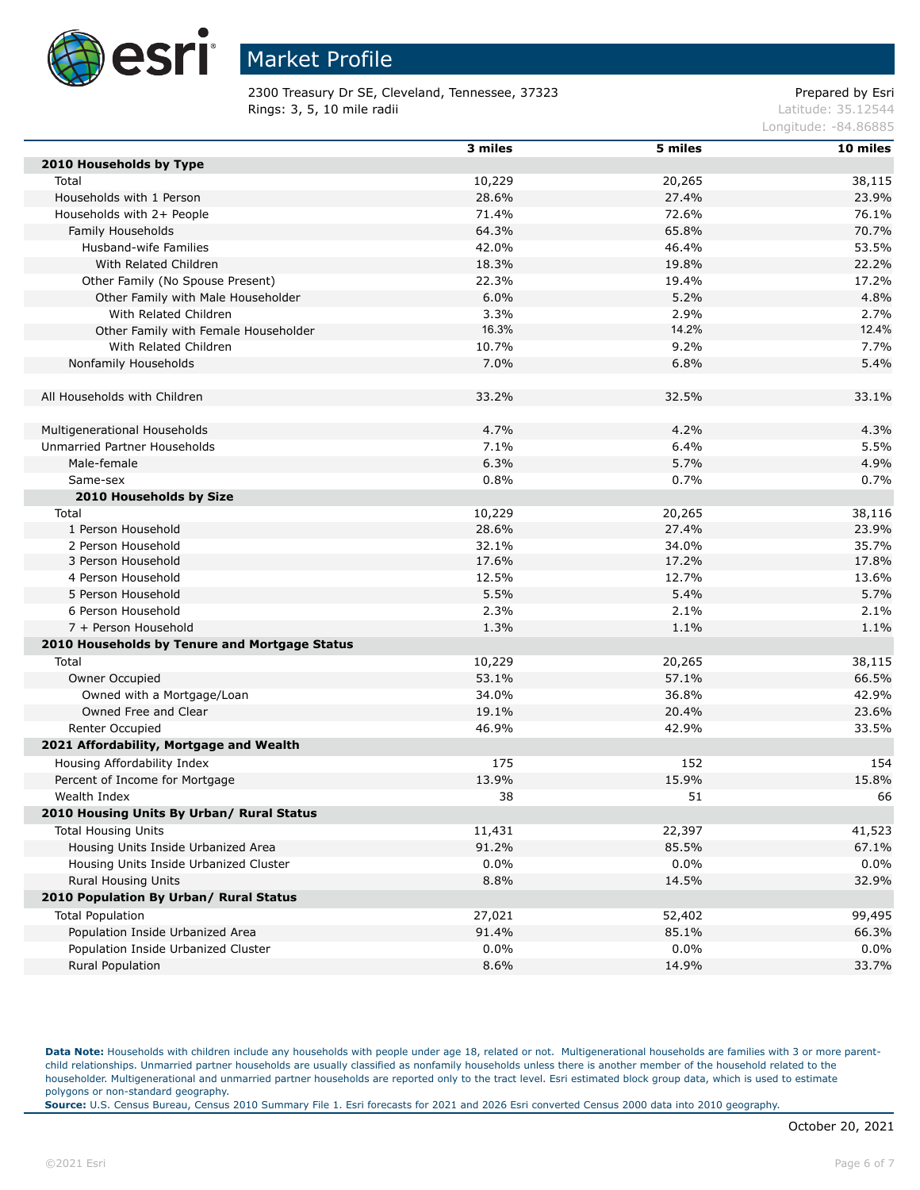# Market Profile

2300 Treasury Dr SE, Cleveland, Tennessee, 37323
Rings: 3, 5, 10 mile radii

Prepared by Esri
Latitude: 35.12544
Longitude: -84.86885

| | 3 miles | 5 miles | 10 miles |
|---|---|---|---|
| **2010 Households by Type** | | | |
| Total | 10,229 | 20,265 | 38,115 |
| Households with 1 Person | 28.6% | 27.4% | 23.9% |
| Households with 2+ People | 71.4% | 72.6% | 76.1% |
| Family Households | 64.3% | 65.8% | 70.7% |
| Husband-wife Families | 42.0% | 46.4% | 53.5% |
| With Related Children | 18.3% | 19.8% | 22.2% |
| Other Family (No Spouse Present) | 22.3% | 19.4% | 17.2% |
| Other Family with Male Householder | 6.0% | 5.2% | 4.8% |
| With Related Children | 3.3% | 2.9% | 2.7% |
| Other Family with Female Householder | 16.3% | 14.2% | 12.4% |
| With Related Children | 10.7% | 9.2% | 7.7% |
| Nonfamily Households | 7.0% | 6.8% | 5.4% |
| | | | |
| All Households with Children | 33.2% | 32.5% | 33.1% |
| | | | |
| Multigenerational Households | 4.7% | 4.2% | 4.3% |
| Unmarried Partner Households | 7.1% | 6.4% | 5.5% |
| Male-female | 6.3% | 5.7% | 4.9% |
| Same-sex | 0.8% | 0.7% | 0.7% |
| **2010 Households by Size** | | | |
| Total | 10,229 | 20,265 | 38,116 |
| 1 Person Household | 28.6% | 27.4% | 23.9% |
| 2 Person Household | 32.1% | 34.0% | 35.7% |
| 3 Person Household | 17.6% | 17.2% | 17.8% |
| 4 Person Household | 12.5% | 12.7% | 13.6% |
| 5 Person Household | 5.5% | 5.4% | 5.7% |
| 6 Person Household | 2.3% | 2.1% | 2.1% |
| 7 + Person Household | 1.3% | 1.1% | 1.1% |
| **2010 Households by Tenure and Mortgage Status** | | | |
| Total | 10,229 | 20,265 | 38,115 |
| Owner Occupied | 53.1% | 57.1% | 66.5% |
| Owned with a Mortgage/Loan | 34.0% | 36.8% | 42.9% |
| Owned Free and Clear | 19.1% | 20.4% | 23.6% |
| Renter Occupied | 46.9% | 42.9% | 33.5% |
| **2021 Affordability, Mortgage and Wealth** | | | |
| Housing Affordability Index | 175 | 152 | 154 |
| Percent of Income for Mortgage | 13.9% | 15.9% | 15.8% |
| Wealth Index | 38 | 51 | 66 |
| **2010 Housing Units By Urban/ Rural Status** | | | |
| Total Housing Units | 11,431 | 22,397 | 41,523 |
| Housing Units Inside Urbanized Area | 91.2% | 85.5% | 67.1% |
| Housing Units Inside Urbanized Cluster | 0.0% | 0.0% | 0.0% |
| Rural Housing Units | 8.8% | 14.5% | 32.9% |
| **2010 Population By Urban/ Rural Status** | | | |
| Total Population | 27,021 | 52,402 | 99,495 |
| Population Inside Urbanized Area | 91.4% | 85.1% | 66.3% |
| Population Inside Urbanized Cluster | 0.0% | 0.0% | 0.0% |
| Rural Population | 8.6% | 14.9% | 33.7% |

**Data Note:** Households with children include any households with people under age 18, related or not. Multigenerational households are families with 3 or more parent-child relationships. Unmarried partner households are usually classified as nonfamily households unless there is another member of the household related to the householder. Multigenerational and unmarried partner households are reported only to the tract level. Esri estimated block group data, which is used to estimate polygons or non-standard geography.
**Source:** U.S. Census Bureau, Census 2010 Summary File 1. Esri forecasts for 2021 and 2026 Esri converted Census 2000 data into 2010 geography.

October 20, 2021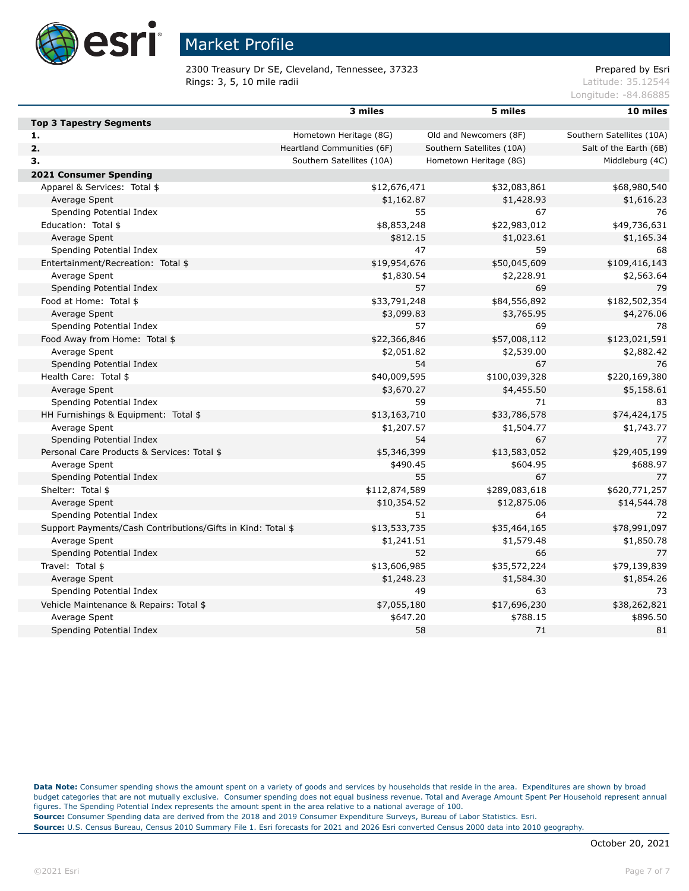# Market Profile

2300 Treasury Dr SE, Cleveland, Tennessee, 37323
Rings: 3, 5, 10 mile radii

Prepared by Esri
Latitude: 35.12544
Longitude: -84.86885

| | 3 miles | 5 miles | 10 miles |
|---|---|---|---|
| **Top 3 Tapestry Segments** | | | |
| **1.** | Hometown Heritage (8G) | Old and Newcomers (8F) | Southern Satellites (10A) |
| **2.** | Heartland Communities (6F) | Southern Satellites (10A) | Salt of the Earth (6B) |
| **3.** | Southern Satellites (10A) | Hometown Heritage (8G) | Middleburg (4C) |
| **2021 Consumer Spending** | | | |
| Apparel & Services: Total $ | $12,676,471 | $32,083,861 | $68,980,540 |
| Average Spent | $1,162.87 | $1,428.93 | $1,616.23 |
| Spending Potential Index | 55 | 67 | 76 |
| Education: Total $ | $8,853,248 | $22,983,012 | $49,736,631 |
| Average Spent | $812.15 | $1,023.61 | $1,165.34 |
| Spending Potential Index | 47 | 59 | 68 |
| Entertainment/Recreation: Total $ | $19,954,676 | $50,045,609 | $109,416,143 |
| Average Spent | $1,830.54 | $2,228.91 | $2,563.64 |
| Spending Potential Index | 57 | 69 | 79 |
| Food at Home: Total $ | $33,791,248 | $84,556,892 | $182,502,354 |
| Average Spent | $3,099.83 | $3,765.95 | $4,276.06 |
| Spending Potential Index | 57 | 69 | 78 |
| Food Away from Home: Total $ | $22,366,846 | $57,008,112 | $123,021,591 |
| Average Spent | $2,051.82 | $2,539.00 | $2,882.42 |
| Spending Potential Index | 54 | 67 | 76 |
| Health Care: Total $ | $40,009,595 | $100,039,328 | $220,169,380 |
| Average Spent | $3,670.27 | $4,455.50 | $5,158.61 |
| Spending Potential Index | 59 | 71 | 83 |
| HH Furnishings & Equipment: Total $ | $13,163,710 | $33,786,578 | $74,424,175 |
| Average Spent | $1,207.57 | $1,504.77 | $1,743.77 |
| Spending Potential Index | 54 | 67 | 77 |
| Personal Care Products & Services: Total $ | $5,346,399 | $13,583,052 | $29,405,199 |
| Average Spent | $490.45 | $604.95 | $688.97 |
| Spending Potential Index | 55 | 67 | 77 |
| Shelter: Total $ | $112,874,589 | $289,083,618 | $620,771,257 |
| Average Spent | $10,354.52 | $12,875.06 | $14,544.78 |
| Spending Potential Index | 51 | 64 | 72 |
| Support Payments/Cash Contributions/Gifts in Kind: Total $ | $13,533,735 | $35,464,165 | $78,991,097 |
| Average Spent | $1,241.51 | $1,579.48 | $1,850.78 |
| Spending Potential Index | 52 | 66 | 77 |
| Travel: Total $ | $13,606,985 | $35,572,224 | $79,139,839 |
| Average Spent | $1,248.23 | $1,584.30 | $1,854.26 |
| Spending Potential Index | 49 | 63 | 73 |
| Vehicle Maintenance & Repairs: Total $ | $7,055,180 | $17,696,230 | $38,262,821 |
| Average Spent | $647.20 | $788.15 | $896.50 |
| Spending Potential Index | 58 | 71 | 81 |

**Data Note:** Consumer spending shows the amount spent on a variety of goods and services by households that reside in the area. Expenditures are shown by broad budget categories that are not mutually exclusive. Consumer spending does not equal business revenue. Total and Average Amount Spent Per Household represent annual figures. The Spending Potential Index represents the amount spent in the area relative to a national average of 100.
**Source:** Consumer Spending data are derived from the 2018 and 2019 Consumer Expenditure Surveys, Bureau of Labor Statistics. Esri.
**Source:** U.S. Census Bureau, Census 2010 Summary File 1. Esri forecasts for 2021 and 2026 Esri converted Census 2000 data into 2010 geography.

October 20, 2021